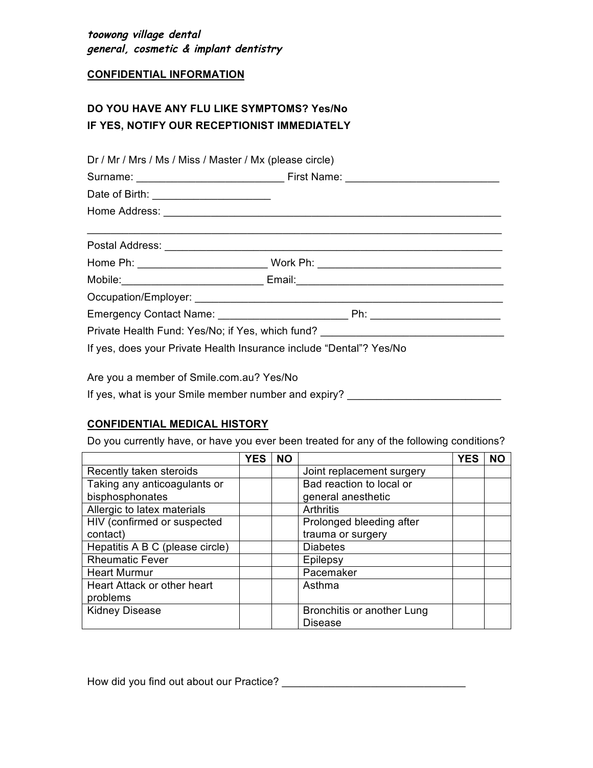***toowong village dental***
***general, cosmetic & implant dentistry***

**CONFIDENTIAL INFORMATION**

**DO YOU HAVE ANY FLU LIKE SYMPTOMS? Yes/No**
**IF YES, NOTIFY OUR RECEPTIONIST IMMEDIATELY**

Dr / Mr / Mrs / Ms / Miss / Master / Mx (please circle)

Surname: _________________________ First Name: __________________________

Date of Birth: ____________________

Home Address: ____________________________________________________________

___________________________________________________________________________

Postal Address: ___________________________________________________________

Home Ph: ______________________ Work Ph: ________________________________

Mobile:________________________ Email:___________________________________

Occupation/Employer: ______________________________________________________

Emergency Contact Name: ______________________ Ph: ______________________

Private Health Fund: Yes/No; if Yes, which fund? _______________________________

If yes, does your Private Health Insurance include "Dental"? Yes/No

Are you a member of Smile.com.au? Yes/No

If yes, what is your Smile member number and expiry? __________________________

**CONFIDENTIAL MEDICAL HISTORY**

Do you currently have, or have you ever been treated for any of the following conditions?

| | YES | NO | | YES | NO |
|---|---|---|---|---|---|
| Recently taken steroids | | | Joint replacement surgery | | |
| Taking any anticoagulants or bisphosphonates | | | Bad reaction to local or general anesthetic | | |
| Allergic to latex materials | | | Arthritis | | |
| HIV (confirmed or suspected contact) | | | Prolonged bleeding after trauma or surgery | | |
| Hepatitis A B C (please circle) | | | Diabetes | | |
| Rheumatic Fever | | | Epilepsy | | |
| Heart Murmur | | | Pacemaker | | |
| Heart Attack or other heart problems | | | Asthma | | |
| Kidney Disease | | | Bronchitis or another Lung Disease | | |

How did you find out about our Practice? _______________________________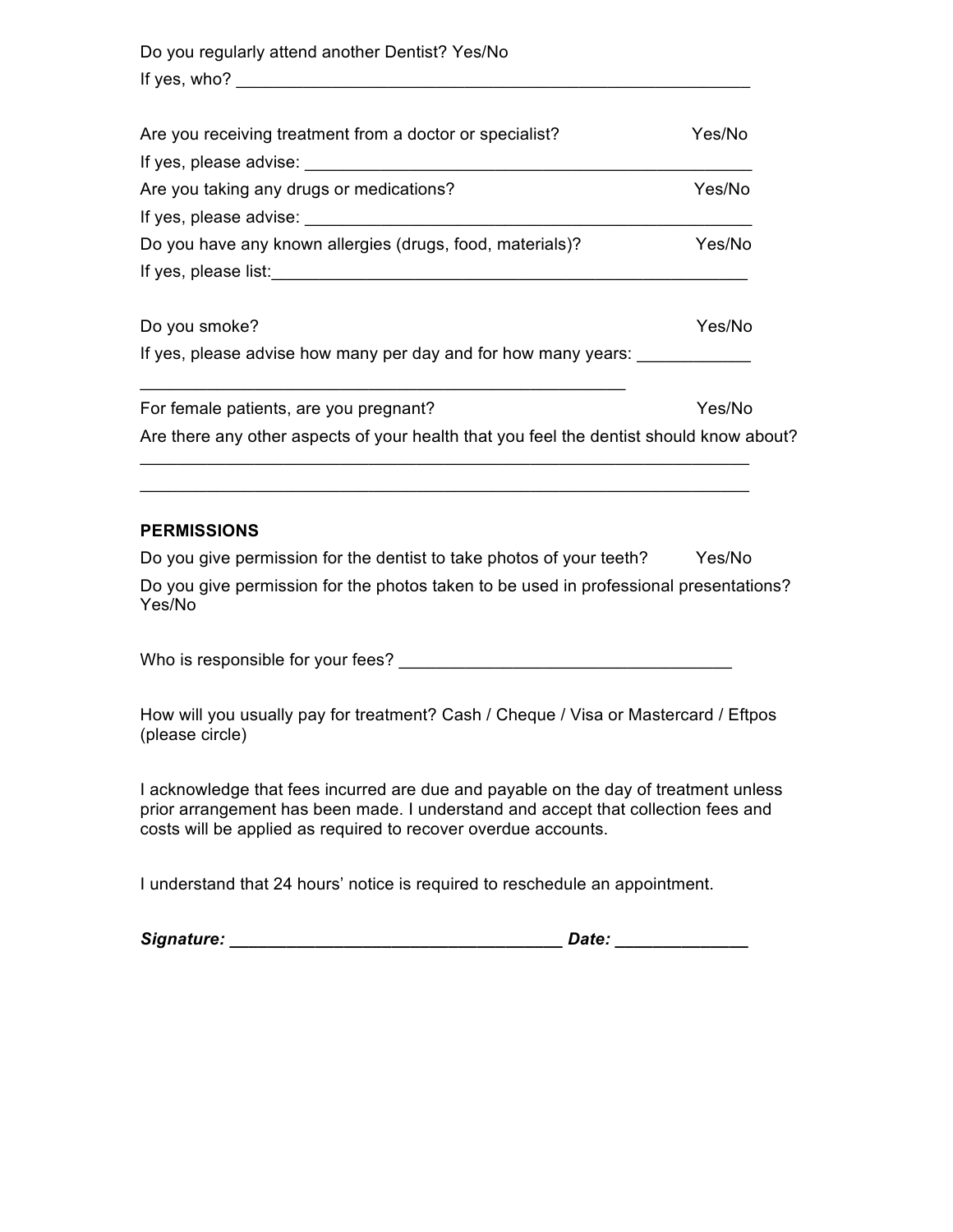Do you regularly attend another Dentist? Yes/No

If yes, who? ______________________________________________________

Are you receiving treatment from a doctor or specialist? Yes/No

If yes, please advise: ______________________________________________

Are you taking any drugs or medications? Yes/No

If yes, please advise: ______________________________________________

Do you have any known allergies (drugs, food, materials)? Yes/No

If yes, please list:_________________________________________________

Do you smoke? Yes/No

If yes, please advise how many per day and for how many years: ___________

______________________________________________________

For female patients, are you pregnant? Yes/No

Are there any other aspects of your health that you feel the dentist should know about?

____________________________________________________________________

____________________________________________________________________

**PERMISSIONS**

Do you give permission for the dentist to take photos of your teeth? Yes/No

Do you give permission for the photos taken to be used in professional presentations? Yes/No

Who is responsible for your fees? _____________________________________

How will you usually pay for treatment? Cash / Cheque / Visa or Mastercard / Eftpos (please circle)

I acknowledge that fees incurred are due and payable on the day of treatment unless prior arrangement has been made. I understand and accept that collection fees and costs will be applied as required to recover overdue accounts.

I understand that 24 hours' notice is required to reschedule an appointment.

***Signature: ___________________________________ Date: ______________***